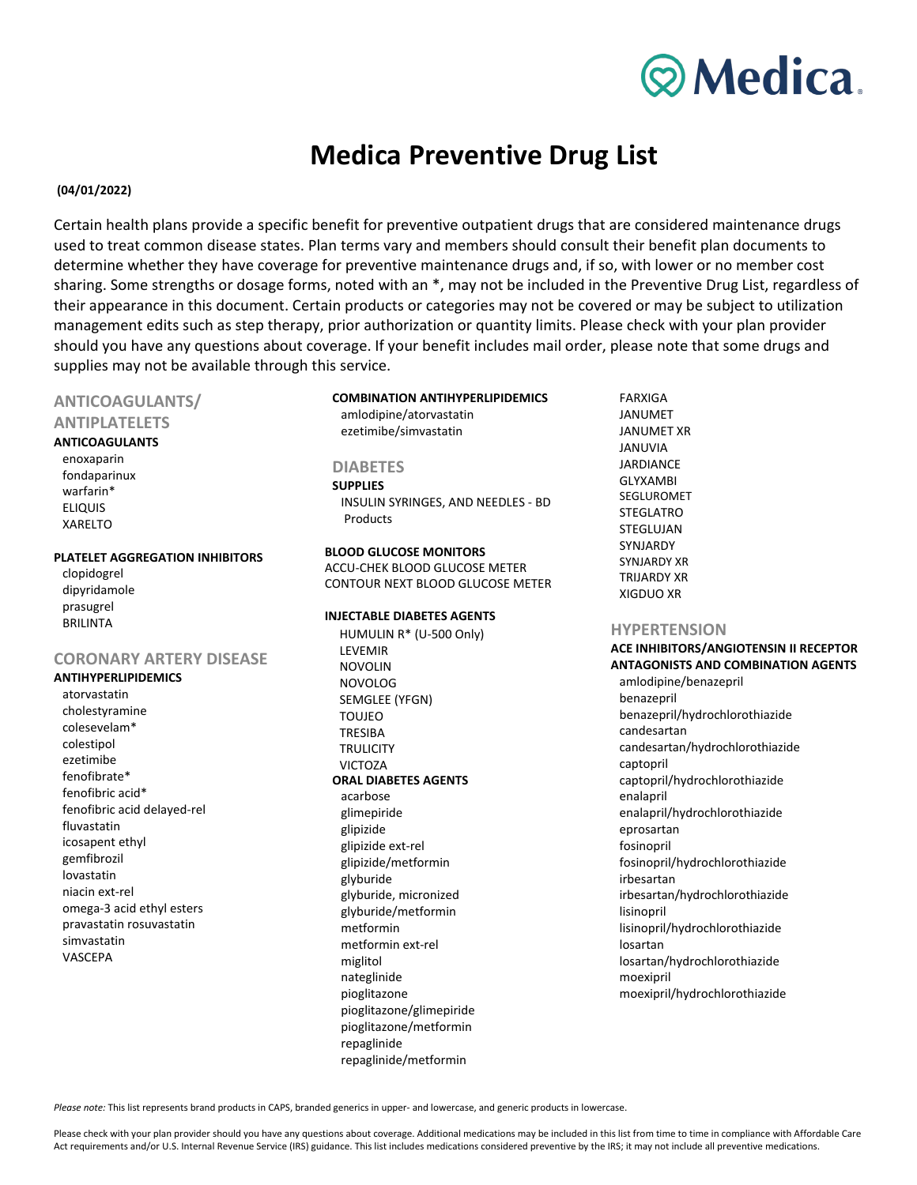# Medica Preventive Drug List

**(04/01/2022)**

Certain health plans provide a specific benefit for preventive outpatient drugs that are considered maintenance drugs used to treat common disease states. Plan terms vary and members should consult their benefit plan documents to determine whether they have coverage for preventive maintenance drugs and, if so, with lower or no member cost sharing. Some strengths or dosage forms, noted with an *, may not be included in the Preventive Drug List, regardless of their appearance in this document. Certain products or categories may not be covered or may be subject to utilization management edits such as step therapy, prior authorization or quantity limits. Please check with your plan provider should you have any questions about coverage. If your benefit includes mail order, please note that some drugs and supplies may not be available through this service.

## ANTICOAGULANTS/ ANTIPLATELETS

**ANTICOAGULANTS**

- enoxaparin
- fondaparinux
- warfarin*
- ELIQUIS
- XARELTO

**PLATELET AGGREGATION INHIBITORS**

- clopidogrel
- dipyridamole
- prasugrel
- BRILINTA

## CORONARY ARTERY DISEASE

**ANTIHYPERLIPIDEMICS**

- atorvastatin
- cholestyramine
- colesevelam*
- colestipol
- ezetimibe
- fenofibrate*
- fenofibric acid*
- fenofibric acid delayed-rel
- fluvastatin
- icosapent ethyl
- gemfibrozil
- lovastatin
- niacin ext-rel
- omega-3 acid ethyl esters
- pravastatin rosuvastatin
- simvastatin
- VASCEPA

**COMBINATION ANTIHYPERLIPIDEMICS**

- amlodipine/atorvastatin
- ezetimibe/simvastatin

## DIABETES

**SUPPLIES**

- INSULIN SYRINGES, AND NEEDLES - BD Products

**BLOOD GLUCOSE MONITORS**

- ACCU-CHEK BLOOD GLUCOSE METER
- CONTOUR NEXT BLOOD GLUCOSE METER

**INJECTABLE DIABETES AGENTS**

- HUMULIN R* (U-500 Only)
- LEVEMIR
- NOVOLIN
- NOVOLOG
- SEMGLEE (YFGN)
- TOUJEO
- TRESIBA
- TRULICITY
- VICTOZA

**ORAL DIABETES AGENTS**

- acarbose
- glimepiride
- glipizide
- glipizide ext-rel
- glipizide/metformin
- glyburide
- glyburide, micronized
- glyburide/metformin
- metformin
- metformin ext-rel
- miglitol
- nateglinide
- pioglitazone
- pioglitazone/glimepiride
- pioglitazone/metformin
- repaglinide
- repaglinide/metformin
- FARXIGA
- JANUMET
- JANUMET XR
- JANUVIA
- JARDIANCE
- GLYXAMBI
- SEGLUROMET
- STEGLATRO
- STEGLUJAN
- SYNJARDY
- SYNJARDY XR
- TRIJARDY XR
- XIGDUO XR

## HYPERTENSION

**ACE INHIBITORS/ANGIOTENSIN II RECEPTOR ANTAGONISTS AND COMBINATION AGENTS**

- amlodipine/benazepril
- benazepril
- benazepril/hydrochlorothiazide
- candesartan
- candesartan/hydrochlorothiazide
- captopril
- captopril/hydrochlorothiazide
- enalapril
- enalapril/hydrochlorothiazide
- eprosartan
- fosinopril
- fosinopril/hydrochlorothiazide
- irbesartan
- irbesartan/hydrochlorothiazide
- lisinopril
- lisinopril/hydrochlorothiazide
- losartan
- losartan/hydrochlorothiazide
- moexipril
- moexipril/hydrochlorothiazide

*Please note:* This list represents brand products in CAPS, branded generics in upper- and lowercase, and generic products in lowercase.

Please check with your plan provider should you have any questions about coverage. Additional medications may be included in this list from time to time in compliance with Affordable Care Act requirements and/or U.S. Internal Revenue Service (IRS) guidance. This list includes medications considered preventive by the IRS; it may not include all preventive medications.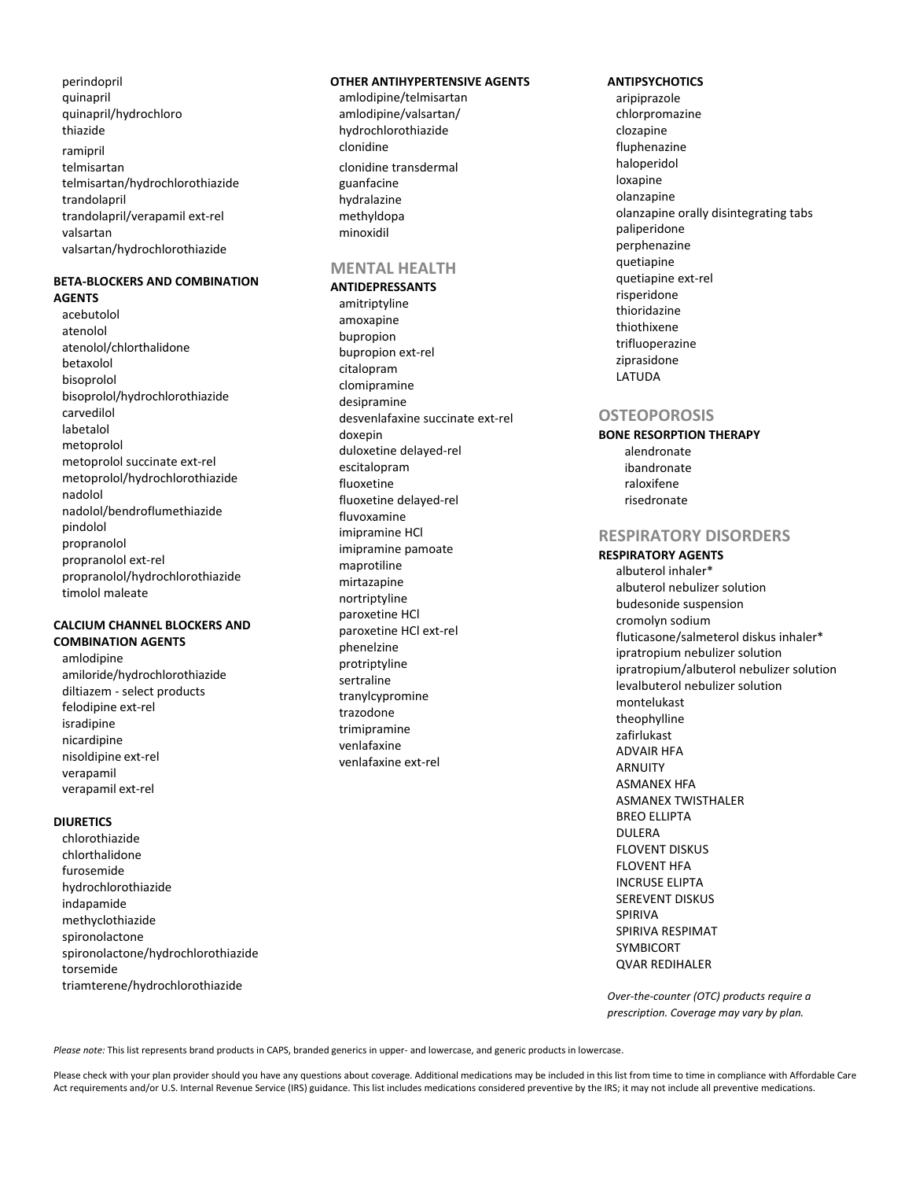- perindopril
- quinapril
- quinapril/hydrochlorothiazide
- ramipril
- telmisartan
- telmisartan/hydrochlorothiazide
- trandolapril
- trandolapril/verapamil ext-rel
- valsartan
- valsartan/hydrochlorothiazide

**BETA-BLOCKERS AND COMBINATION AGENTS**

- acebutolol
- atenolol
- atenolol/chlorthalidone
- betaxolol
- bisoprolol
- bisoprolol/hydrochlorothiazide
- carvedilol
- labetalol
- metoprolol
- metoprolol succinate ext-rel
- metoprolol/hydrochlorothiazide
- nadolol
- nadolol/bendroflumethiazide
- pindolol
- propranolol
- propranolol ext-rel
- propranolol/hydrochlorothiazide
- timolol maleate

**CALCIUM CHANNEL BLOCKERS AND COMBINATION AGENTS**

- amlodipine
- amiloride/hydrochlorothiazide
- diltiazem - select products
- felodipine ext-rel
- isradipine
- nicardipine
- nisoldipine ext-rel
- verapamil
- verapamil ext-rel

**DIURETICS**

- chlorothiazide
- chlorthalidone
- furosemide
- hydrochlorothiazide
- indapamide
- methyclothiazide
- spironolactone
- spironolactone/hydrochlorothiazide
- torsemide
- triamterene/hydrochlorothiazide

**OTHER ANTIHYPERTENSIVE AGENTS**

- amlodipine/telmisartan
- amlodipine/valsartan/hydrochlorothiazide
- clonidine
- clonidine transdermal
- guanfacine
- hydralazine
- methyldopa
- minoxidil

## MENTAL HEALTH

**ANTIDEPRESSANTS**

- amitriptyline
- amoxapine
- bupropion
- bupropion ext-rel
- citalopram
- clomipramine
- desipramine
- desvenlafaxine succinate ext-rel
- doxepin
- duloxetine delayed-rel
- escitalopram
- fluoxetine
- fluoxetine delayed-rel
- fluvoxamine
- imipramine HCl
- imipramine pamoate
- maprotiline
- mirtazapine
- nortriptyline
- paroxetine HCl
- paroxetine HCl ext-rel
- phenelzine
- protriptyline
- sertraline
- tranylcypromine
- trazodone
- trimipramine
- venlafaxine
- venlafaxine ext-rel

**ANTIPSYCHOTICS**

- aripiprazole
- chlorpromazine
- clozapine
- fluphenazine
- haloperidol
- loxapine
- olanzapine
- olanzapine orally disintegrating tabs
- paliperidone
- perphenazine
- quetiapine
- quetiapine ext-rel
- risperidone
- thioridazine
- thiothixene
- trifluoperazine
- ziprasidone
- LATUDA

## OSTEOPOROSIS

**BONE RESORPTION THERAPY**

- alendronate
- ibandronate
- raloxifene
- risedronate

## RESPIRATORY DISORDERS

**RESPIRATORY AGENTS**

- albuterol inhaler*
- albuterol nebulizer solution
- budesonide suspension
- cromolyn sodium
- fluticasone/salmeterol diskus inhaler*
- ipratropium nebulizer solution
- ipratropium/albuterol nebulizer solution
- levalbuterol nebulizer solution
- montelukast
- theophylline
- zafirlukast
- ADVAIR HFA
- ARNUITY
- ASMANEX HFA
- ASMANEX TWISTHALER
- BREO ELLIPTA
- DULERA
- FLOVENT DISKUS
- FLOVENT HFA
- INCRUSE ELIPTA
- SEREVENT DISKUS
- SPIRIVA
- SPIRIVA RESPIMAT
- SYMBICORT
- QVAR REDIHALER

*Over-the-counter (OTC) products require a prescription. Coverage may vary by plan.*

*Please note:* This list represents brand products in CAPS, branded generics in upper- and lowercase, and generic products in lowercase.

Please check with your plan provider should you have any questions about coverage. Additional medications may be included in this list from time to time in compliance with Affordable Care Act requirements and/or U.S. Internal Revenue Service (IRS) guidance. This list includes medications considered preventive by the IRS; it may not include all preventive medications.